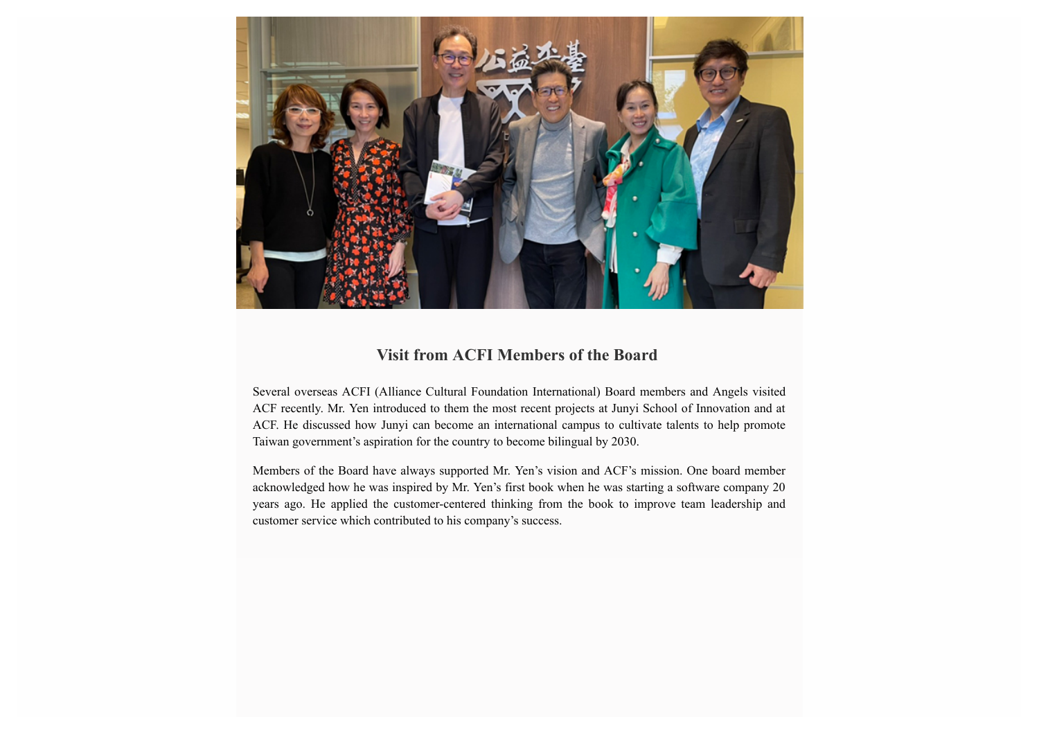## Visit from ACFI Members of the Board

Several overseas ACFI (Alliance Cultural Foundation International) Board members and Angels visited ACF recently. Mr. Yen introduced to them the most recent projects at Junyi School of Innovation and at ACF. He discussed how Junyi can become an international campus to cultivate talents to help promote Taiwan government's aspiration for the country to become bilingual by 2030.

Members of the Board have always supported Mr. Yen's vision and ACF's mission. One board member acknowledged how he was inspired by Mr. Yen's first book when he was starting a software company 20 years ago. He applied the customer-centered thinking from the book to improve team leadership and customer service which contributed to his company's success.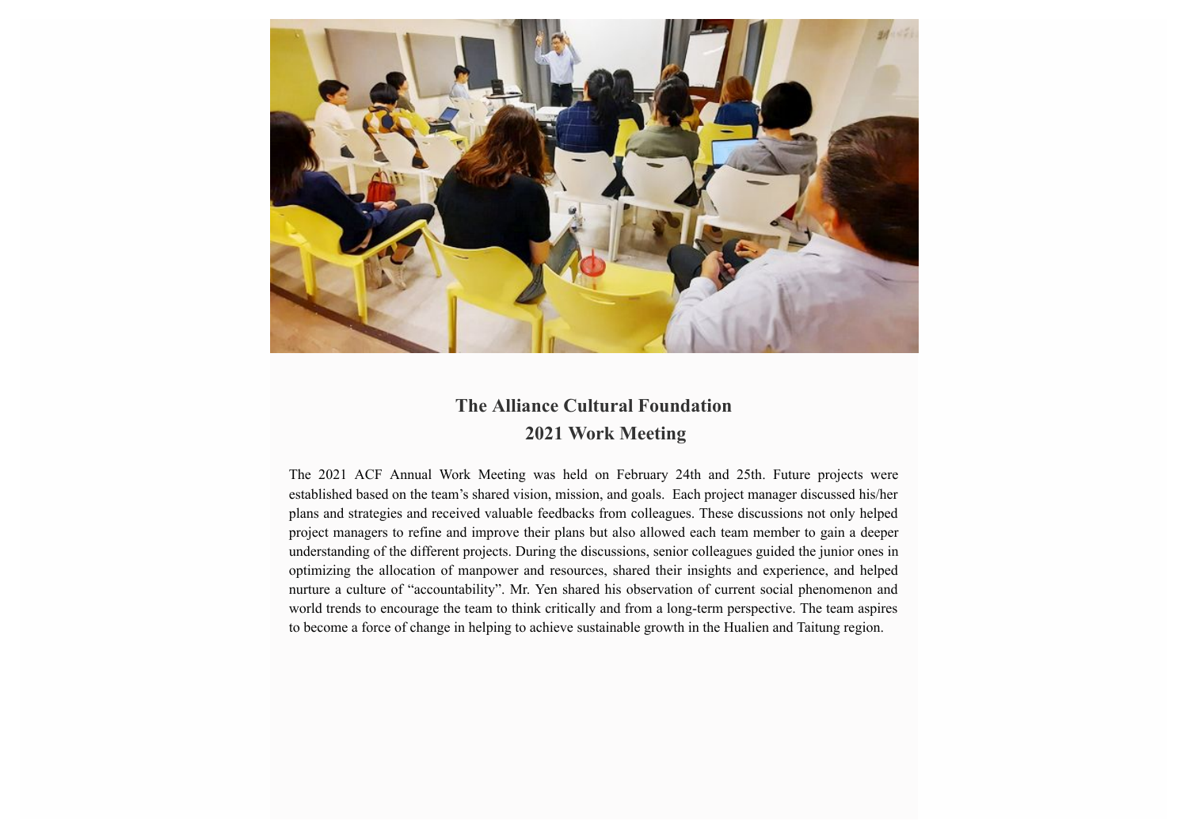## The Alliance Cultural Foundation
## 2021 Work Meeting

The 2021 ACF Annual Work Meeting was held on February 24th and 25th. Future projects were established based on the team's shared vision, mission, and goals. Each project manager discussed his/her plans and strategies and received valuable feedbacks from colleagues. These discussions not only helped project managers to refine and improve their plans but also allowed each team member to gain a deeper understanding of the different projects. During the discussions, senior colleagues guided the junior ones in optimizing the allocation of manpower and resources, shared their insights and experience, and helped nurture a culture of "accountability". Mr. Yen shared his observation of current social phenomenon and world trends to encourage the team to think critically and from a long-term perspective. The team aspires to become a force of change in helping to achieve sustainable growth in the Hualien and Taitung region.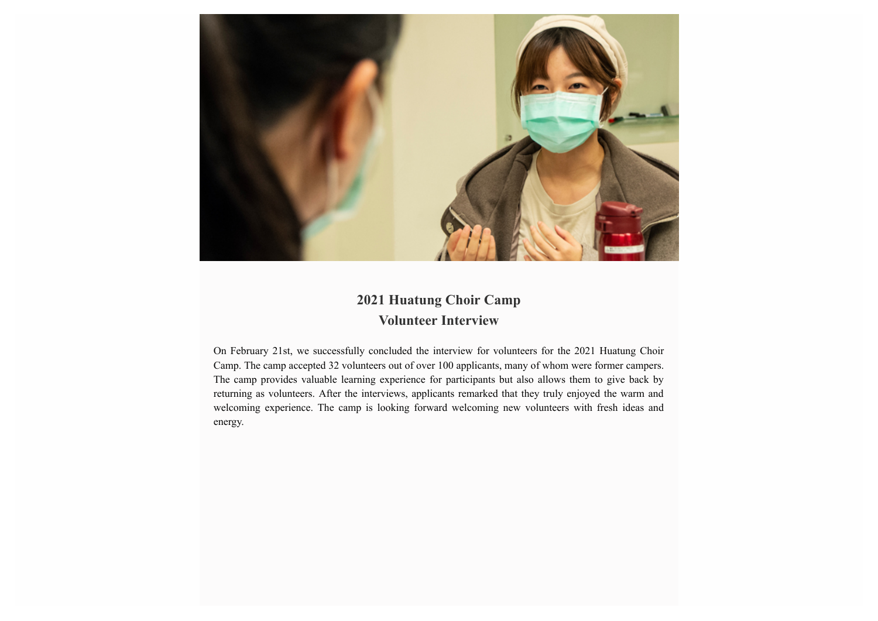## 2021 Huatung Choir Camp
## Volunteer Interview

On February 21st, we successfully concluded the interview for volunteers for the 2021 Huatung Choir Camp. The camp accepted 32 volunteers out of over 100 applicants, many of whom were former campers. The camp provides valuable learning experience for participants but also allows them to give back by returning as volunteers. After the interviews, applicants remarked that they truly enjoyed the warm and welcoming experience. The camp is looking forward welcoming new volunteers with fresh ideas and energy.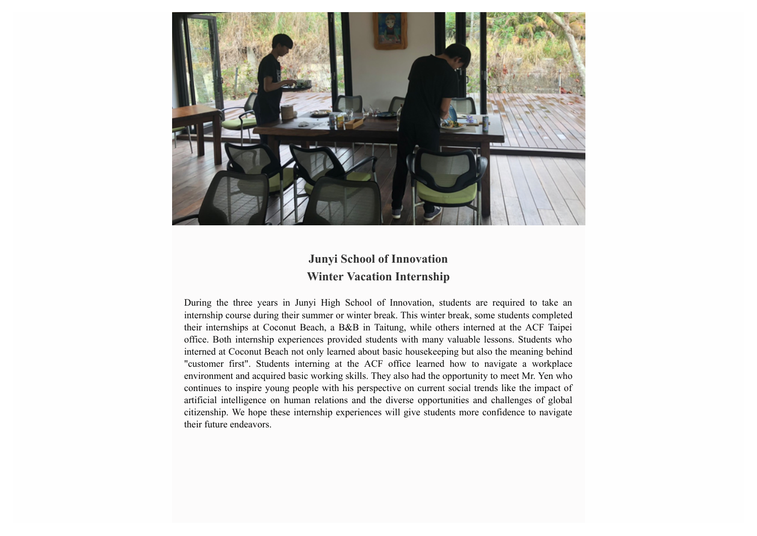## Junyi School of Innovation
## Winter Vacation Internship

During the three years in Junyi High School of Innovation, students are required to take an internship course during their summer or winter break. This winter break, some students completed their internships at Coconut Beach, a B&B in Taitung, while others interned at the ACF Taipei office. Both internship experiences provided students with many valuable lessons. Students who interned at Coconut Beach not only learned about basic housekeeping but also the meaning behind "customer first". Students interning at the ACF office learned how to navigate a workplace environment and acquired basic working skills. They also had the opportunity to meet Mr. Yen who continues to inspire young people with his perspective on current social trends like the impact of artificial intelligence on human relations and the diverse opportunities and challenges of global citizenship. We hope these internship experiences will give students more confidence to navigate their future endeavors.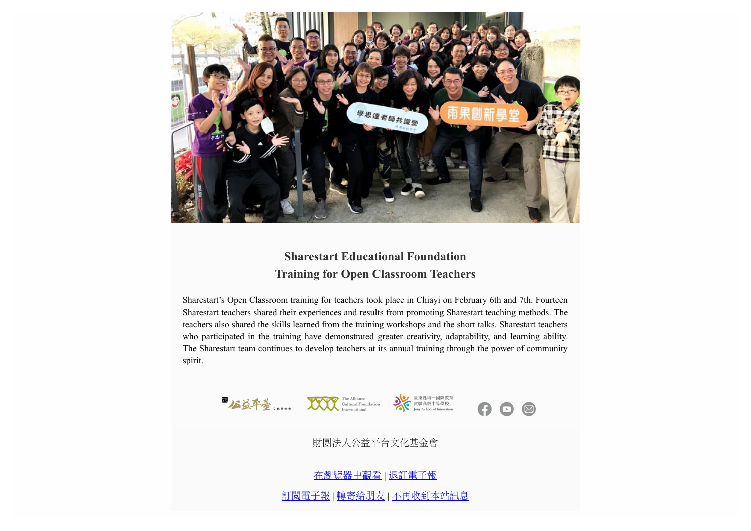**Sharestart Educational Foundation**
**Training for Open Classroom Teachers**

Sharestart's Open Classroom training for teachers took place in Chiayi on February 6th and 7th. Fourteen Sharestart teachers shared their experiences and results from promoting Sharestart teaching methods. The teachers also shared the skills learned from the training workshops and the short talks. Sharestart teachers who participated in the training have demonstrated greater creativity, adaptability, and learning ability. The Sharestart team continues to develop teachers at its annual training through the power of community spirit.

財團法人公益平台文化基金會

在瀏覽器中觀看 | 退訂電子報

訂閱電子報 | 轉寄給朋友 | 不再收到本站訊息